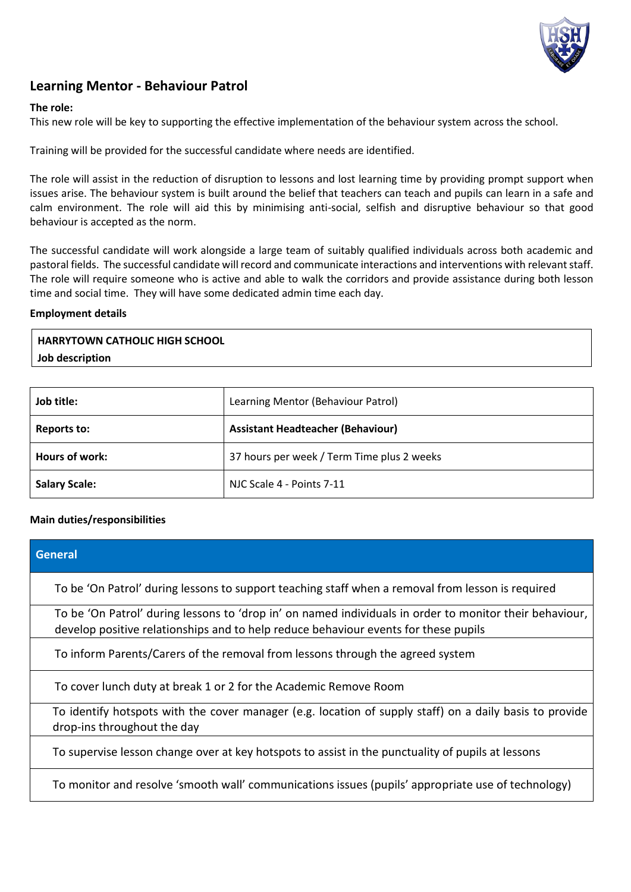## Learning Mentor - Behaviour Patrol

**The role:**

This new role will be key to supporting the effective implementation of the behaviour system across the school.

Training will be provided for the successful candidate where needs are identified.

The role will assist in the reduction of disruption to lessons and lost learning time by providing prompt support when issues arise. The behaviour system is built around the belief that teachers can teach and pupils can learn in a safe and calm environment. The role will aid this by minimising anti-social, selfish and disruptive behaviour so that good behaviour is accepted as the norm.

The successful candidate will work alongside a large team of suitably qualified individuals across both academic and pastoral fields. The successful candidate will record and communicate interactions and interventions with relevant staff. The role will require someone who is active and able to walk the corridors and provide assistance during both lesson time and social time. They will have some dedicated admin time each day.

**Employment details**

| HARRYTOWN CATHOLIC HIGH SCHOOL<br>Job description |
|---|

| | |
|---|---|
| **Job title:** | Learning Mentor (Behaviour Patrol) |
| **Reports to:** | **Assistant Headteacher (Behaviour)** |
| **Hours of work:** | 37 hours per week / Term Time plus 2 weeks |
| **Salary Scale:** | NJC Scale 4 - Points 7-11 |

**Main duties/responsibilities**

| General |
|---|
| To be 'On Patrol' during lessons to support teaching staff when a removal from lesson is required |
| To be 'On Patrol' during lessons to 'drop in' on named individuals in order to monitor their behaviour, develop positive relationships and to help reduce behaviour events for these pupils |
| To inform Parents/Carers of the removal from lessons through the agreed system |
| To cover lunch duty at break 1 or 2 for the Academic Remove Room |
| To identify hotspots with the cover manager (e.g. location of supply staff) on a daily basis to provide drop-ins throughout the day |
| To supervise lesson change over at key hotspots to assist in the punctuality of pupils at lessons |
| To monitor and resolve 'smooth wall' communications issues (pupils' appropriate use of technology) |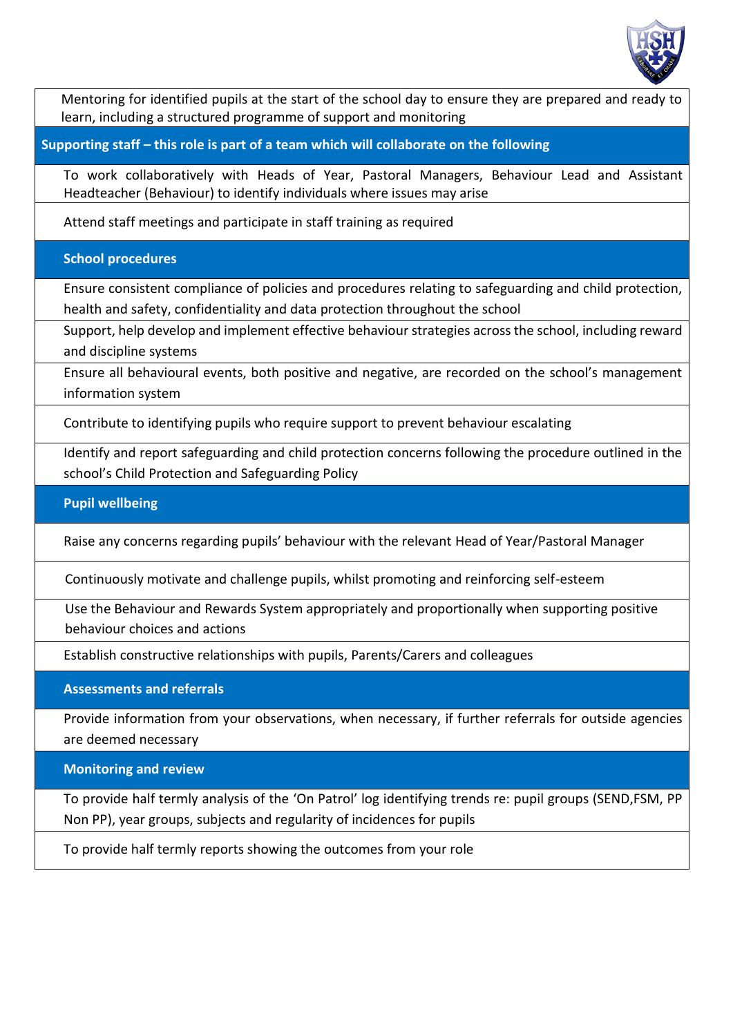| |
|---|
| Mentoring for identified pupils at the start of the school day to ensure they are prepared and ready to learn, including a structured programme of support and monitoring |
| **Supporting staff – this role is part of a team which will collaborate on the following** |
| To work collaboratively with Heads of Year, Pastoral Managers, Behaviour Lead and Assistant Headteacher (Behaviour) to identify individuals where issues may arise |
| Attend staff meetings and participate in staff training as required |
| **School procedures** |
| Ensure consistent compliance of policies and procedures relating to safeguarding and child protection, health and safety, confidentiality and data protection throughout the school |
| Support, help develop and implement effective behaviour strategies across the school, including reward and discipline systems |
| Ensure all behavioural events, both positive and negative, are recorded on the school's management information system |
| Contribute to identifying pupils who require support to prevent behaviour escalating |
| Identify and report safeguarding and child protection concerns following the procedure outlined in the school's Child Protection and Safeguarding Policy |
| **Pupil wellbeing** |
| Raise any concerns regarding pupils' behaviour with the relevant Head of Year/Pastoral Manager |
| Continuously motivate and challenge pupils, whilst promoting and reinforcing self-esteem |
| Use the Behaviour and Rewards System appropriately and proportionally when supporting positive behaviour choices and actions |
| Establish constructive relationships with pupils, Parents/Carers and colleagues |
| **Assessments and referrals** |
| Provide information from your observations, when necessary, if further referrals for outside agencies are deemed necessary |
| **Monitoring and review** |
| To provide half termly analysis of the 'On Patrol' log identifying trends re: pupil groups (SEND,FSM, PP Non PP), year groups, subjects and regularity of incidences for pupils |
| To provide half termly reports showing the outcomes from your role |